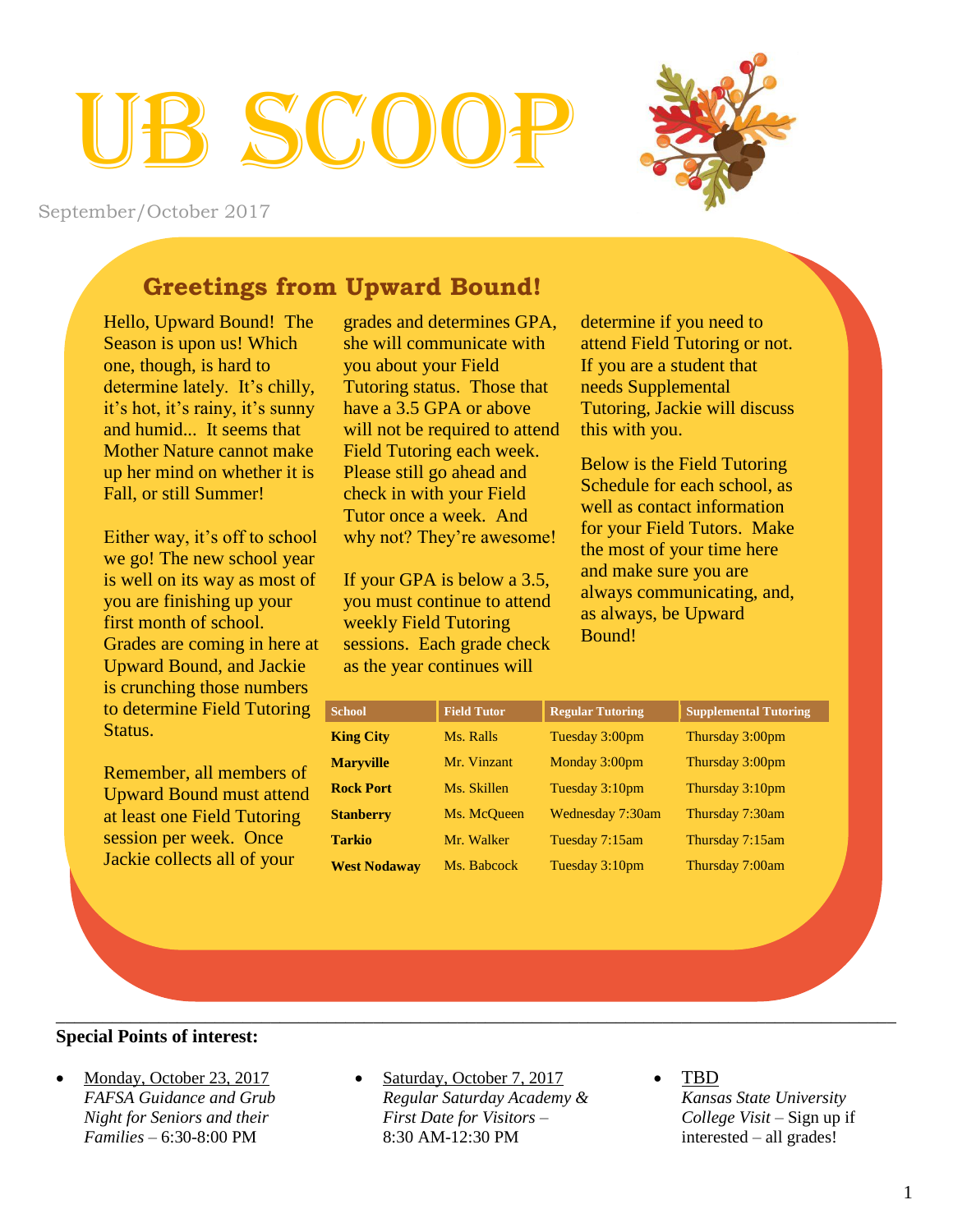# UB SCOOP

September/October 2017

## Greetings from Upward Bound!

Hello, Upward Bound! The Season is upon us! Which one, though, is hard to determine lately. It's chilly, it's hot, it's rainy, it's sunny and humid... It seems that Mother Nature cannot make up her mind on whether it is Fall, or still Summer!

Either way, it's off to school we go! The new school year is well on its way as most of you are finishing up your first month of school. Grades are coming in here at Upward Bound, and Jackie is crunching those numbers to determine Field Tutoring Status.

Remember, all members of Upward Bound must attend at least one Field Tutoring session per week. Once Jackie collects all of your grades and determines GPA, she will communicate with you about your Field Tutoring status. Those that have a 3.5 GPA or above will not be required to attend Field Tutoring each week. Please still go ahead and check in with your Field Tutor once a week. And why not? They're awesome!

If your GPA is below a 3.5, you must continue to attend weekly Field Tutoring sessions. Each grade check as the year continues will determine if you need to attend Field Tutoring or not. If you are a student that needs Supplemental Tutoring, Jackie will discuss this with you.

Below is the Field Tutoring Schedule for each school, as well as contact information for your Field Tutors. Make the most of your time here and make sure you are always communicating, and, as always, be Upward Bound!

| School | Field Tutor | Regular Tutoring | Supplemental Tutoring |
|---|---|---|---|
| **King City** | Ms. Ralls | Tuesday 3:00pm | Thursday 3:00pm |
| **Maryville** | Mr. Vinzant | Monday 3:00pm | Thursday 3:00pm |
| **Rock Port** | Ms. Skillen | Tuesday 3:10pm | Thursday 3:10pm |
| **Stanberry** | Ms. McQueen | Wednesday 7:30am | Thursday 7:30am |
| **Tarkio** | Mr. Walker | Tuesday 7:15am | Thursday 7:15am |
| **West Nodaway** | Ms. Babcock | Tuesday 3:10pm | Thursday 7:00am |

---

**Special Points of interest:**

- Monday, October 23, 2017
  *FAFSA Guidance and Grub Night for Seniors and their Families* – 6:30-8:00 PM
- Saturday, October 7, 2017
  *Regular Saturday Academy & First Date for Visitors* – 8:30 AM-12:30 PM
- TBD
  *Kansas State University College Visit* – Sign up if interested – all grades!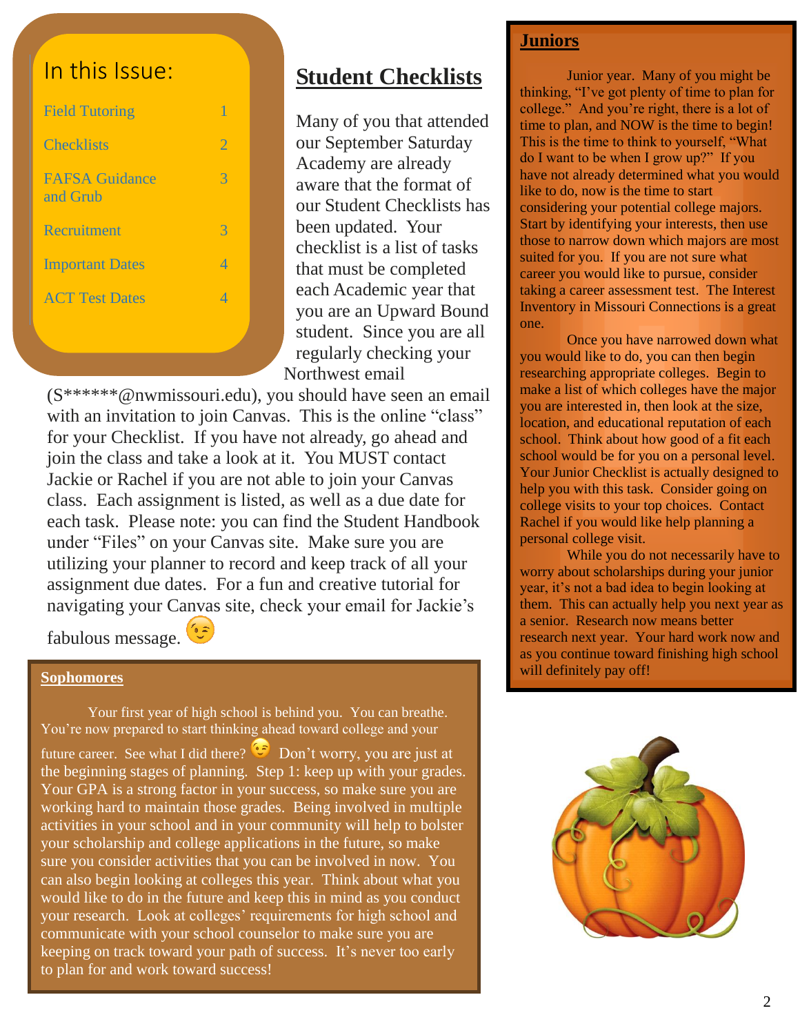## In this Issue:

| | |
|---|---|
| Field Tutoring | 1 |
| Checklists | 2 |
| FAFSA Guidance and Grub | 3 |
| Recruitment | 3 |
| Important Dates | 4 |
| ACT Test Dates | 4 |

# Student Checklists

Many of you that attended our September Saturday Academy are already aware that the format of our Student Checklists has been updated. Your checklist is a list of tasks that must be completed each Academic year that you are an Upward Bound student. Since you are all regularly checking your Northwest email (S******@nwmissouri.edu), you should have seen an email with an invitation to join Canvas. This is the online "class" for your Checklist. If you have not already, go ahead and join the class and take a look at it. You MUST contact Jackie or Rachel if you are not able to join your Canvas class. Each assignment is listed, as well as a due date for each task. Please note: you can find the Student Handbook under "Files" on your Canvas site. Make sure you are utilizing your planner to record and keep track of all your assignment due dates. For a fun and creative tutorial for navigating your Canvas site, check your email for Jackie's fabulous message. 😉

## Sophomores

Your first year of high school is behind you. You can breathe. You're now prepared to start thinking ahead toward college and your future career. See what I did there? 😉 Don't worry, you are just at the beginning stages of planning. Step 1: keep up with your grades. Your GPA is a strong factor in your success, so make sure you are working hard to maintain those grades. Being involved in multiple activities in your school and in your community will help to bolster your scholarship and college applications in the future, so make sure you consider activities that you can be involved in now. You can also begin looking at colleges this year. Think about what you would like to do in the future and keep this in mind as you conduct your research. Look at colleges' requirements for high school and communicate with your school counselor to make sure you are keeping on track toward your path of success. It's never too early to plan for and work toward success!

## Juniors

Junior year. Many of you might be thinking, "I've got plenty of time to plan for college." And you're right, there is a lot of time to plan, and NOW is the time to begin! This is the time to think to yourself, "What do I want to be when I grow up?" If you have not already determined what you would like to do, now is the time to start considering your potential college majors. Start by identifying your interests, then use those to narrow down which majors are most suited for you. If you are not sure what career you would like to pursue, consider taking a career assessment test. The Interest Inventory in Missouri Connections is a great one.

Once you have narrowed down what you would like to do, you can then begin researching appropriate colleges. Begin to make a list of which colleges have the major you are interested in, then look at the size, location, and educational reputation of each school. Think about how good of a fit each school would be for you on a personal level. Your Junior Checklist is actually designed to help you with this task. Consider going on college visits to your top choices. Contact Rachel if you would like help planning a personal college visit.

While you do not necessarily have to worry about scholarships during your junior year, it's not a bad idea to begin looking at them. This can actually help you next year as a senior. Research now means better research next year. Your hard work now and as you continue toward finishing high school will definitely pay off!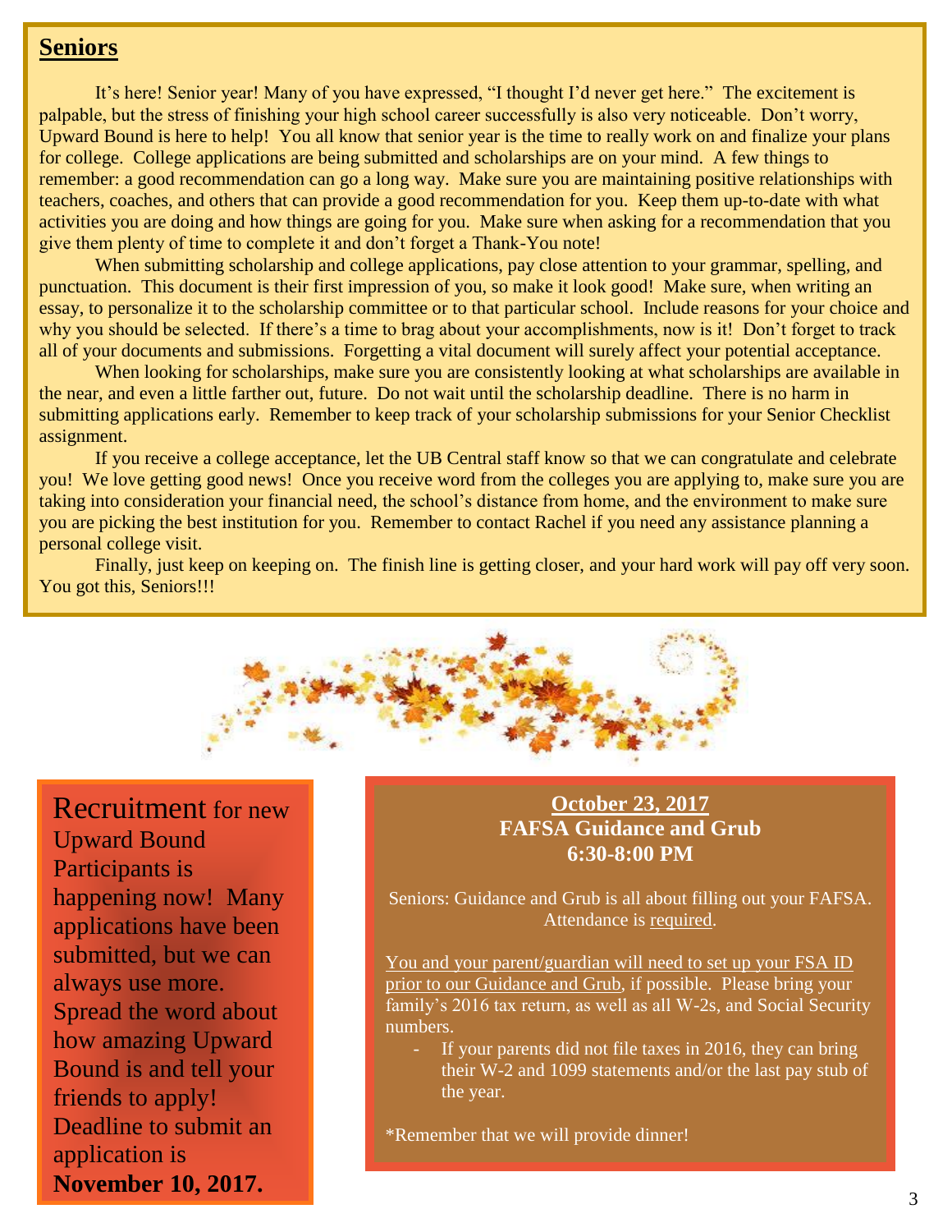## Seniors

It's here! Senior year! Many of you have expressed, "I thought I'd never get here." The excitement is palpable, but the stress of finishing your high school career successfully is also very noticeable. Don't worry, Upward Bound is here to help! You all know that senior year is the time to really work on and finalize your plans for college. College applications are being submitted and scholarships are on your mind. A few things to remember: a good recommendation can go a long way. Make sure you are maintaining positive relationships with teachers, coaches, and others that can provide a good recommendation for you. Keep them up-to-date with what activities you are doing and how things are going for you. Make sure when asking for a recommendation that you give them plenty of time to complete it and don't forget a Thank-You note!

When submitting scholarship and college applications, pay close attention to your grammar, spelling, and punctuation. This document is their first impression of you, so make it look good! Make sure, when writing an essay, to personalize it to the scholarship committee or to that particular school. Include reasons for your choice and why you should be selected. If there's a time to brag about your accomplishments, now is it! Don't forget to track all of your documents and submissions. Forgetting a vital document will surely affect your potential acceptance.

When looking for scholarships, make sure you are consistently looking at what scholarships are available in the near, and even a little farther out, future. Do not wait until the scholarship deadline. There is no harm in submitting applications early. Remember to keep track of your scholarship submissions for your Senior Checklist assignment.

If you receive a college acceptance, let the UB Central staff know so that we can congratulate and celebrate you! We love getting good news! Once you receive word from the colleges you are applying to, make sure you are taking into consideration your financial need, the school's distance from home, and the environment to make sure you are picking the best institution for you. Remember to contact Rachel if you need any assistance planning a personal college visit.

Finally, just keep on keeping on. The finish line is getting closer, and your hard work will pay off very soon. You got this, Seniors!!!

Recruitment for new Upward Bound Participants is happening now! Many applications have been submitted, but we can always use more. Spread the word about how amazing Upward Bound is and tell your friends to apply! Deadline to submit an application is **November 10, 2017.**

**October 23, 2017**
**FAFSA Guidance and Grub**
**6:30-8:00 PM**

Seniors: Guidance and Grub is all about filling out your FAFSA. Attendance is required.

You and your parent/guardian will need to set up your FSA ID prior to our Guidance and Grub, if possible. Please bring your family's 2016 tax return, as well as all W-2s, and Social Security numbers.

- If your parents did not file taxes in 2016, they can bring their W-2 and 1099 statements and/or the last pay stub of the year.

*Remember that we will provide dinner!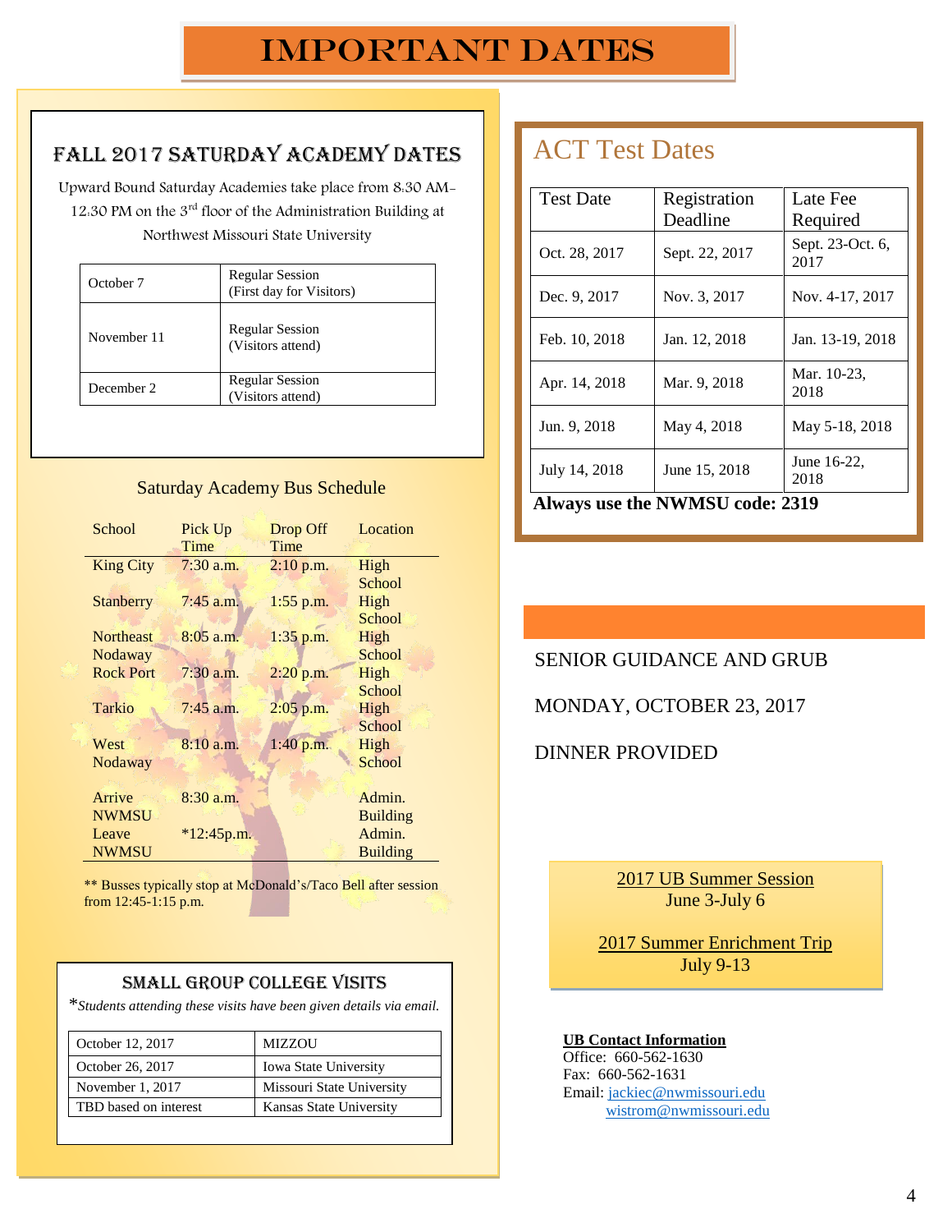# IMPORTANT DATES

## Fall 2017 Saturday Academy Dates

Upward Bound Saturday Academies take place from 8:30 AM-12:30 PM on the 3rd floor of the Administration Building at Northwest Missouri State University

| | |
|---|---|
| October 7 | Regular Session (First day for Visitors) |
| November 11 | Regular Session (Visitors attend) |
| December 2 | Regular Session (Visitors attend) |

### Saturday Academy Bus Schedule

| School | Pick Up Time | Drop Off Time | Location |
|---|---|---|---|
| King City | 7:30 a.m. | 2:10 p.m. | High School |
| Stanberry | 7:45 a.m. | 1:55 p.m. | High School |
| Northeast Nodaway | 8:05 a.m. | 1:35 p.m. | High School |
| Rock Port | 7:30 a.m. | 2:20 p.m. | High School |
| Tarkio | 7:45 a.m. | 2:05 p.m. | High School |
| West Nodaway | 8:10 a.m. | 1:40 p.m. | High School |
| Arrive NWMSU | 8:30 a.m. | | Admin. Building |
| Leave NWMSU | *12:45p.m. | | Admin. Building |

** Busses typically stop at McDonald's/Taco Bell after session from 12:45-1:15 p.m.

### Small Group College Visits

**Students attending these visits have been given details via email.*

| | |
|---|---|
| October 12, 2017 | MIZZOU |
| October 26, 2017 | Iowa State University |
| November 1, 2017 | Missouri State University |
| TBD based on interest | Kansas State University |

## ACT Test Dates

| Test Date | Registration Deadline | Late Fee Required |
|---|---|---|
| Oct. 28, 2017 | Sept. 22, 2017 | Sept. 23-Oct. 6, 2017 |
| Dec. 9, 2017 | Nov. 3, 2017 | Nov. 4-17, 2017 |
| Feb. 10, 2018 | Jan. 12, 2018 | Jan. 13-19, 2018 |
| Apr. 14, 2018 | Mar. 9, 2018 | Mar. 10-23, 2018 |
| Jun. 9, 2018 | May 4, 2018 | May 5-18, 2018 |
| July 14, 2018 | June 15, 2018 | June 16-22, 2018 |

**Always use the NWMSU code: 2319**

SENIOR GUIDANCE AND GRUB

MONDAY, OCTOBER 23, 2017

DINNER PROVIDED

<u>2017 UB Summer Session</u>
June 3-July 6

<u>2017 Summer Enrichment Trip</u>
July 9-13

**<u>UB Contact Information</u>**
Office: 660-562-1630
Fax: 660-562-1631
Email: jackiec@nwmissouri.edu
wistrom@nwmissouri.edu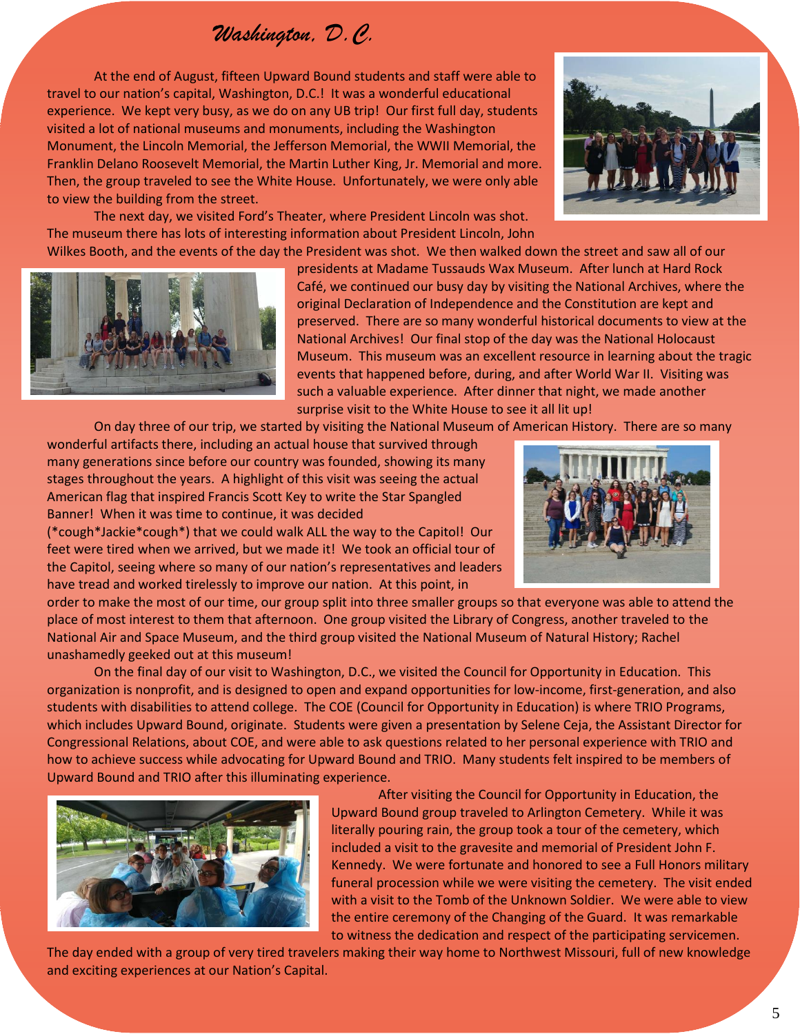# *Washington, D.C.*

At the end of August, fifteen Upward Bound students and staff were able to travel to our nation's capital, Washington, D.C.! It was a wonderful educational experience. We kept very busy, as we do on any UB trip! Our first full day, students visited a lot of national museums and monuments, including the Washington Monument, the Lincoln Memorial, the Jefferson Memorial, the WWII Memorial, the Franklin Delano Roosevelt Memorial, the Martin Luther King, Jr. Memorial and more. Then, the group traveled to see the White House. Unfortunately, we were only able to view the building from the street.

The next day, we visited Ford's Theater, where President Lincoln was shot. The museum there has lots of interesting information about President Lincoln, John Wilkes Booth, and the events of the day the President was shot. We then walked down the street and saw all of our presidents at Madame Tussauds Wax Museum. After lunch at Hard Rock Café, we continued our busy day by visiting the National Archives, where the original Declaration of Independence and the Constitution are kept and preserved. There are so many wonderful historical documents to view at the National Archives! Our final stop of the day was the National Holocaust Museum. This museum was an excellent resource in learning about the tragic events that happened before, during, and after World War II. Visiting was such a valuable experience. After dinner that night, we made another surprise visit to the White House to see it all lit up!

On day three of our trip, we started by visiting the National Museum of American History. There are so many wonderful artifacts there, including an actual house that survived through many generations since before our country was founded, showing its many stages throughout the years. A highlight of this visit was seeing the actual American flag that inspired Francis Scott Key to write the Star Spangled Banner! When it was time to continue, it was decided (*cough*Jackie*cough*) that we could walk ALL the way to the Capitol! Our feet were tired when we arrived, but we made it! We took an official tour of the Capitol, seeing where so many of our nation's representatives and leaders have tread and worked tirelessly to improve our nation. At this point, in order to make the most of our time, our group split into three smaller groups so that everyone was able to attend the place of most interest to them that afternoon. One group visited the Library of Congress, another traveled to the National Air and Space Museum, and the third group visited the National Museum of Natural History; Rachel unashamedly geeked out at this museum!

On the final day of our visit to Washington, D.C., we visited the Council for Opportunity in Education. This organization is nonprofit, and is designed to open and expand opportunities for low-income, first-generation, and also students with disabilities to attend college. The COE (Council for Opportunity in Education) is where TRIO Programs, which includes Upward Bound, originate. Students were given a presentation by Selene Ceja, the Assistant Director for Congressional Relations, about COE, and were able to ask questions related to her personal experience with TRIO and how to achieve success while advocating for Upward Bound and TRIO. Many students felt inspired to be members of Upward Bound and TRIO after this illuminating experience.

After visiting the Council for Opportunity in Education, the Upward Bound group traveled to Arlington Cemetery. While it was literally pouring rain, the group took a tour of the cemetery, which included a visit to the gravesite and memorial of President John F. Kennedy. We were fortunate and honored to see a Full Honors military funeral procession while we were visiting the cemetery. The visit ended with a visit to the Tomb of the Unknown Soldier. We were able to view the entire ceremony of the Changing of the Guard. It was remarkable to witness the dedication and respect of the participating servicemen. The day ended with a group of very tired travelers making their way home to Northwest Missouri, full of new knowledge and exciting experiences at our Nation's Capital.